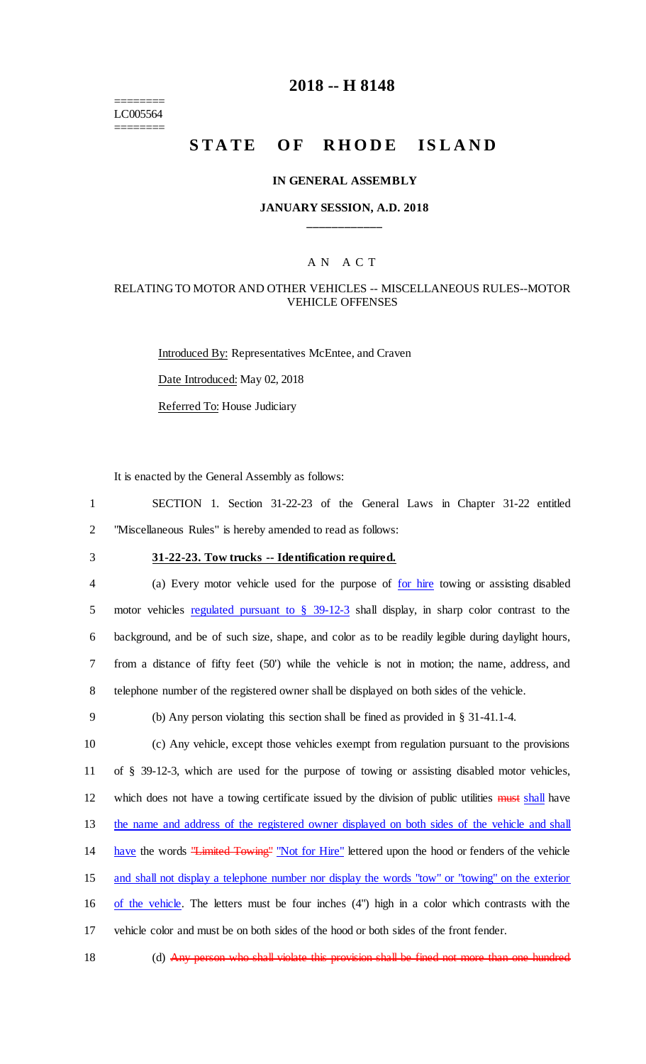# 2018 -- H 8148

========
LC005564
========

## STATE OF RHODE ISLAND

### IN GENERAL ASSEMBLY

### JANUARY SESSION, A.D. 2018

---

A N A C T

RELATING TO MOTOR AND OTHER VEHICLES -- MISCELLANEOUS RULES--MOTOR VEHICLE OFFENSES

Introduced By: Representatives McEntee, and Craven

Date Introduced: May 02, 2018

Referred To: House Judiciary

It is enacted by the General Assembly as follows:

1 SECTION 1. Section 31-22-23 of the General Laws in Chapter 31-22 entitled
2 "Miscellaneous Rules" is hereby amended to read as follows:

3 **31-22-23. Tow trucks -- Identification required.**

4 (a) Every motor vehicle used for the purpose of for hire towing or assisting disabled
5 motor vehicles regulated pursuant to § 39-12-3 shall display, in sharp color contrast to the
6 background, and be of such size, shape, and color as to be readily legible during daylight hours,
7 from a distance of fifty feet (50') while the vehicle is not in motion; the name, address, and
8 telephone number of the registered owner shall be displayed on both sides of the vehicle.

9 (b) Any person violating this section shall be fined as provided in § 31-41.1-4.

10 (c) Any vehicle, except those vehicles exempt from regulation pursuant to the provisions
11 of § 39-12-3, which are used for the purpose of towing or assisting disabled motor vehicles,
12 which does not have a towing certificate issued by the division of public utilities ~~must~~ shall have
13 the name and address of the registered owner displayed on both sides of the vehicle and shall
14 have the words ~~"Limited Towing"~~ "Not for Hire" lettered upon the hood or fenders of the vehicle
15 and shall not display a telephone number nor display the words "tow" or "towing" on the exterior
16 of the vehicle. The letters must be four inches (4") high in a color which contrasts with the
17 vehicle color and must be on both sides of the hood or both sides of the front fender.

18 (d) ~~Any person who shall violate this provision shall be fined not more than one hundred~~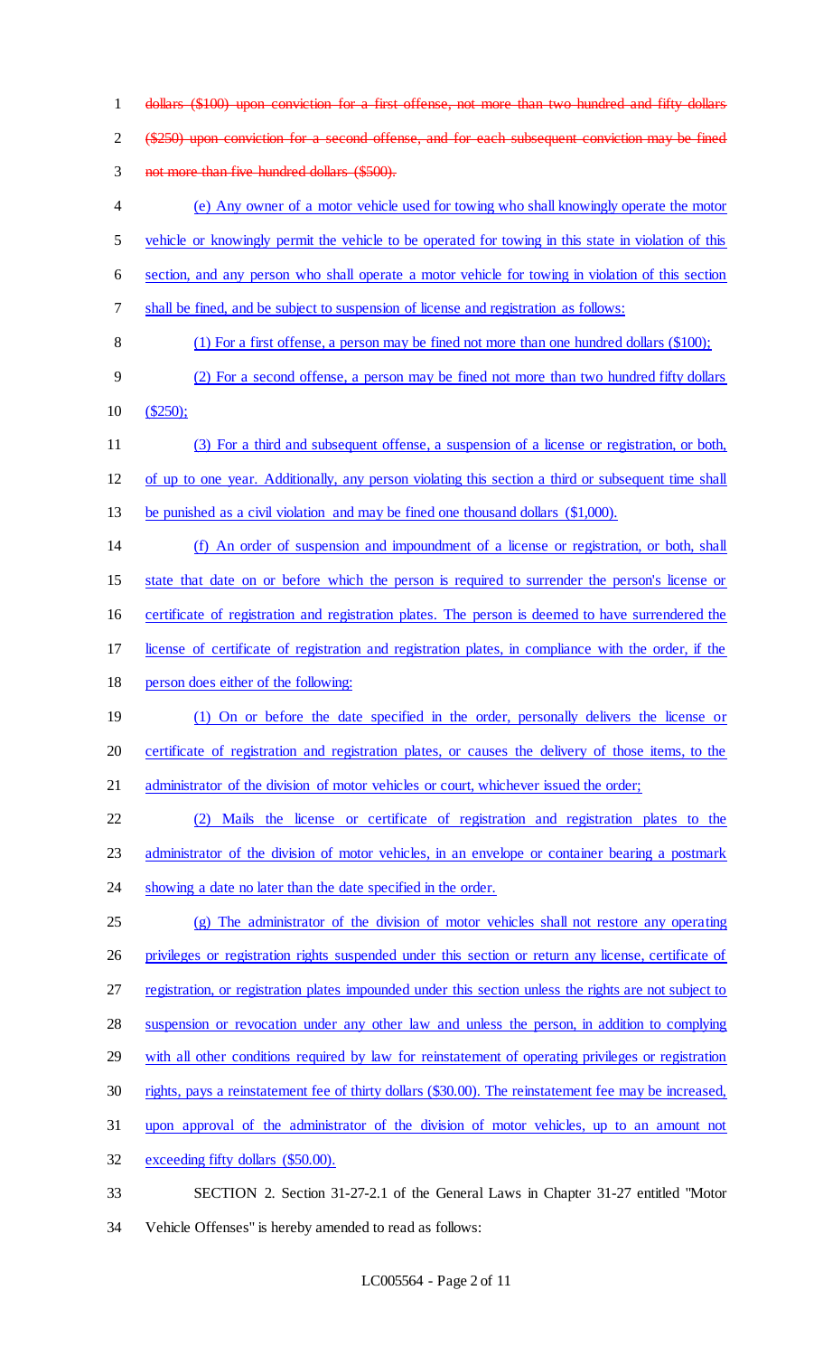~~dollars ($100) upon conviction for a first offense, not more than two hundred and fifty dollars ($250) upon conviction for a second offense, and for each subsequent conviction may be fined not more than five hundred dollars ($500).~~

<u>(e) Any owner of a motor vehicle used for towing who shall knowingly operate the motor vehicle or knowingly permit the vehicle to be operated for towing in this state in violation of this section, and any person who shall operate a motor vehicle for towing in violation of this section shall be fined, and be subject to suspension of license and registration as follows:</u>

<u>(1) For a first offense, a person may be fined not more than one hundred dollars ($100);</u>

<u>(2) For a second offense, a person may be fined not more than two hundred fifty dollars ($250);</u>

<u>(3) For a third and subsequent offense, a suspension of a license or registration, or both, of up to one year. Additionally, any person violating this section a third or subsequent time shall be punished as a civil violation and may be fined one thousand dollars ($1,000).</u>

<u>(f) An order of suspension and impoundment of a license or registration, or both, shall state that date on or before which the person is required to surrender the person's license or certificate of registration and registration plates. The person is deemed to have surrendered the license of certificate of registration and registration plates, in compliance with the order, if the person does either of the following:</u>

<u>(1) On or before the date specified in the order, personally delivers the license or certificate of registration and registration plates, or causes the delivery of those items, to the administrator of the division of motor vehicles or court, whichever issued the order;</u>

<u>(2) Mails the license or certificate of registration and registration plates to the administrator of the division of motor vehicles, in an envelope or container bearing a postmark showing a date no later than the date specified in the order.</u>

<u>(g) The administrator of the division of motor vehicles shall not restore any operating privileges or registration rights suspended under this section or return any license, certificate of registration, or registration plates impounded under this section unless the rights are not subject to suspension or revocation under any other law and unless the person, in addition to complying with all other conditions required by law for reinstatement of operating privileges or registration rights, pays a reinstatement fee of thirty dollars ($30.00). The reinstatement fee may be increased, upon approval of the administrator of the division of motor vehicles, up to an amount not exceeding fifty dollars ($50.00).</u>

SECTION 2. Section 31-27-2.1 of the General Laws in Chapter 31-27 entitled "Motor Vehicle Offenses" is hereby amended to read as follows: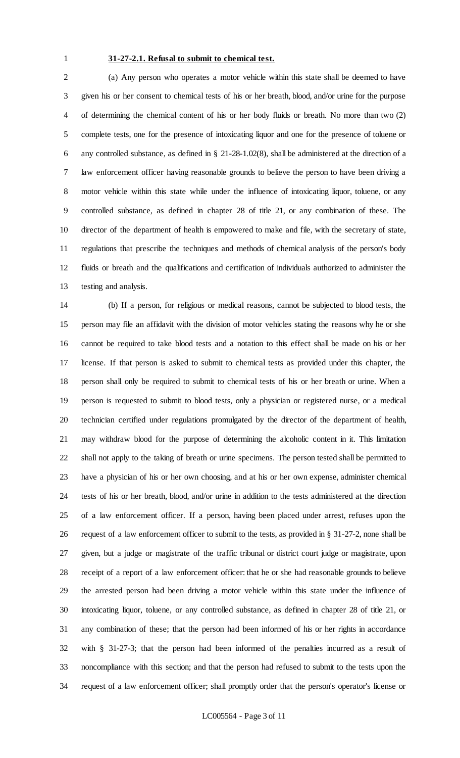**31-27-2.1. Refusal to submit to chemical test.**

(a) Any person who operates a motor vehicle within this state shall be deemed to have given his or her consent to chemical tests of his or her breath, blood, and/or urine for the purpose of determining the chemical content of his or her body fluids or breath. No more than two (2) complete tests, one for the presence of intoxicating liquor and one for the presence of toluene or any controlled substance, as defined in § 21-28-1.02(8), shall be administered at the direction of a law enforcement officer having reasonable grounds to believe the person to have been driving a motor vehicle within this state while under the influence of intoxicating liquor, toluene, or any controlled substance, as defined in chapter 28 of title 21, or any combination of these. The director of the department of health is empowered to make and file, with the secretary of state, regulations that prescribe the techniques and methods of chemical analysis of the person's body fluids or breath and the qualifications and certification of individuals authorized to administer the testing and analysis.

(b) If a person, for religious or medical reasons, cannot be subjected to blood tests, the person may file an affidavit with the division of motor vehicles stating the reasons why he or she cannot be required to take blood tests and a notation to this effect shall be made on his or her license. If that person is asked to submit to chemical tests as provided under this chapter, the person shall only be required to submit to chemical tests of his or her breath or urine. When a person is requested to submit to blood tests, only a physician or registered nurse, or a medical technician certified under regulations promulgated by the director of the department of health, may withdraw blood for the purpose of determining the alcoholic content in it. This limitation shall not apply to the taking of breath or urine specimens. The person tested shall be permitted to have a physician of his or her own choosing, and at his or her own expense, administer chemical tests of his or her breath, blood, and/or urine in addition to the tests administered at the direction of a law enforcement officer. If a person, having been placed under arrest, refuses upon the request of a law enforcement officer to submit to the tests, as provided in § 31-27-2, none shall be given, but a judge or magistrate of the traffic tribunal or district court judge or magistrate, upon receipt of a report of a law enforcement officer: that he or she had reasonable grounds to believe the arrested person had been driving a motor vehicle within this state under the influence of intoxicating liquor, toluene, or any controlled substance, as defined in chapter 28 of title 21, or any combination of these; that the person had been informed of his or her rights in accordance with § 31-27-3; that the person had been informed of the penalties incurred as a result of noncompliance with this section; and that the person had refused to submit to the tests upon the request of a law enforcement officer; shall promptly order that the person's operator's license or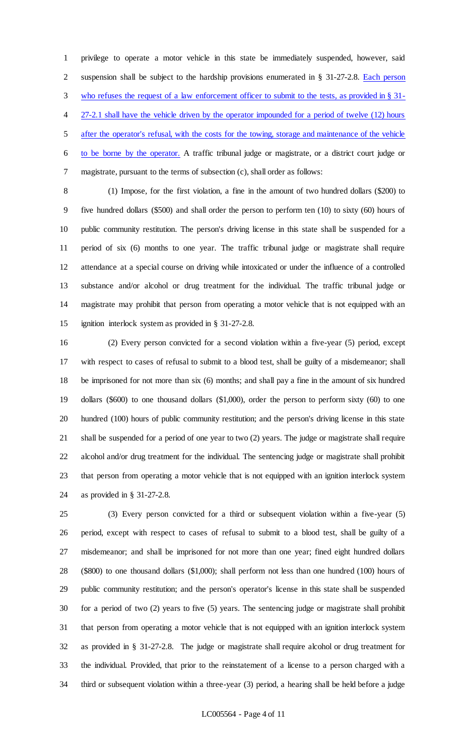privilege to operate a motor vehicle in this state be immediately suspended, however, said suspension shall be subject to the hardship provisions enumerated in § 31-27-2.8. <u>Each person who refuses the request of a law enforcement officer to submit to the tests, as provided in § 31-27-2.1 shall have the vehicle driven by the operator impounded for a period of twelve (12) hours after the operator's refusal, with the costs for the towing, storage and maintenance of the vehicle to be borne by the operator.</u> A traffic tribunal judge or magistrate, or a district court judge or magistrate, pursuant to the terms of subsection (c), shall order as follows:

(1) Impose, for the first violation, a fine in the amount of two hundred dollars ($200) to five hundred dollars ($500) and shall order the person to perform ten (10) to sixty (60) hours of public community restitution. The person's driving license in this state shall be suspended for a period of six (6) months to one year. The traffic tribunal judge or magistrate shall require attendance at a special course on driving while intoxicated or under the influence of a controlled substance and/or alcohol or drug treatment for the individual. The traffic tribunal judge or magistrate may prohibit that person from operating a motor vehicle that is not equipped with an ignition interlock system as provided in § 31-27-2.8.

(2) Every person convicted for a second violation within a five-year (5) period, except with respect to cases of refusal to submit to a blood test, shall be guilty of a misdemeanor; shall be imprisoned for not more than six (6) months; and shall pay a fine in the amount of six hundred dollars ($600) to one thousand dollars ($1,000), order the person to perform sixty (60) to one hundred (100) hours of public community restitution; and the person's driving license in this state shall be suspended for a period of one year to two (2) years. The judge or magistrate shall require alcohol and/or drug treatment for the individual. The sentencing judge or magistrate shall prohibit that person from operating a motor vehicle that is not equipped with an ignition interlock system as provided in § 31-27-2.8.

(3) Every person convicted for a third or subsequent violation within a five-year (5) period, except with respect to cases of refusal to submit to a blood test, shall be guilty of a misdemeanor; and shall be imprisoned for not more than one year; fined eight hundred dollars ($800) to one thousand dollars ($1,000); shall perform not less than one hundred (100) hours of public community restitution; and the person's operator's license in this state shall be suspended for a period of two (2) years to five (5) years. The sentencing judge or magistrate shall prohibit that person from operating a motor vehicle that is not equipped with an ignition interlock system as provided in § 31-27-2.8. The judge or magistrate shall require alcohol or drug treatment for the individual. Provided, that prior to the reinstatement of a license to a person charged with a third or subsequent violation within a three-year (3) period, a hearing shall be held before a judge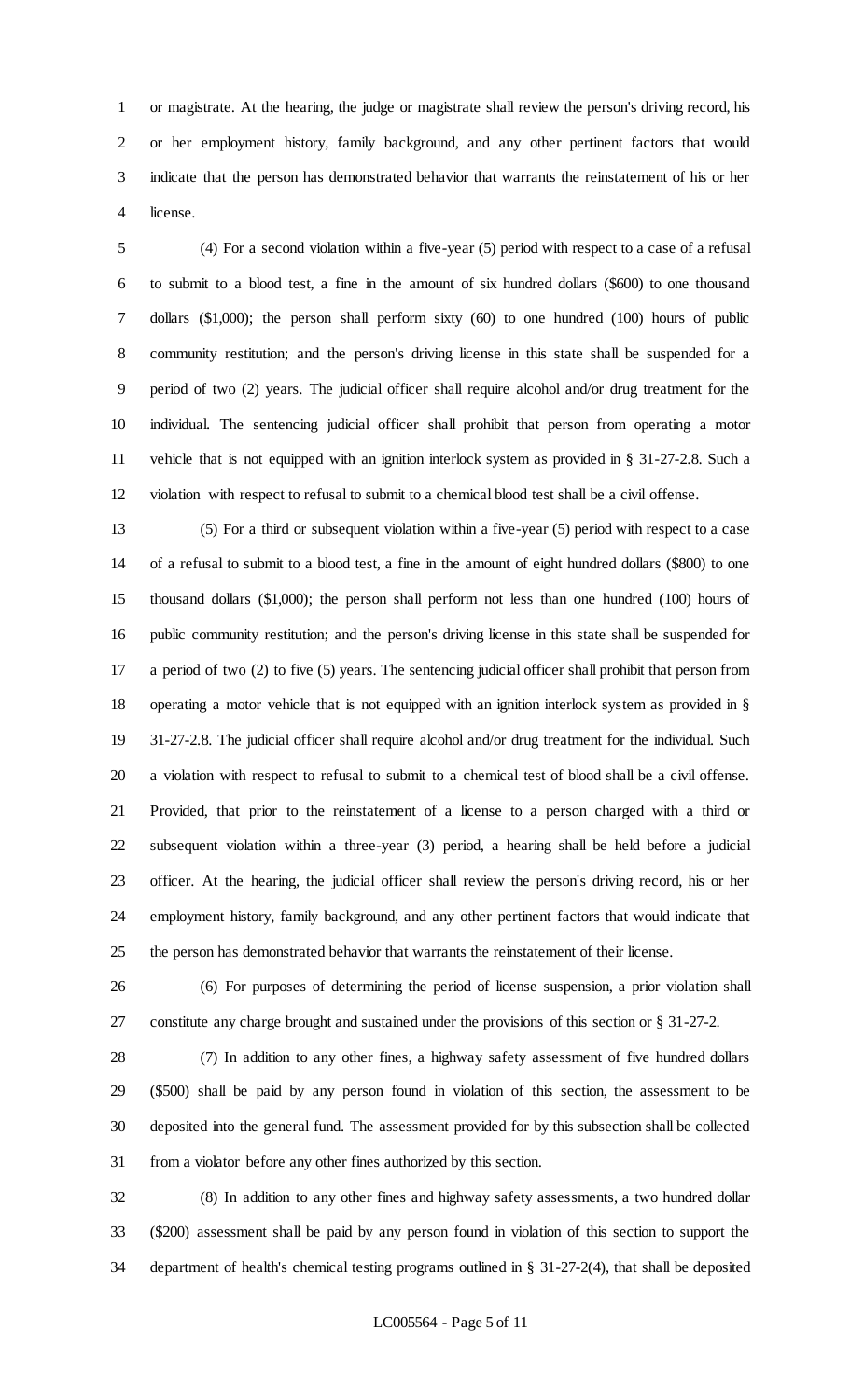or magistrate. At the hearing, the judge or magistrate shall review the person's driving record, his or her employment history, family background, and any other pertinent factors that would indicate that the person has demonstrated behavior that warrants the reinstatement of his or her license.

(4) For a second violation within a five-year (5) period with respect to a case of a refusal to submit to a blood test, a fine in the amount of six hundred dollars ($600) to one thousand dollars ($1,000); the person shall perform sixty (60) to one hundred (100) hours of public community restitution; and the person's driving license in this state shall be suspended for a period of two (2) years. The judicial officer shall require alcohol and/or drug treatment for the individual. The sentencing judicial officer shall prohibit that person from operating a motor vehicle that is not equipped with an ignition interlock system as provided in § 31-27-2.8. Such a violation with respect to refusal to submit to a chemical blood test shall be a civil offense.

(5) For a third or subsequent violation within a five-year (5) period with respect to a case of a refusal to submit to a blood test, a fine in the amount of eight hundred dollars ($800) to one thousand dollars ($1,000); the person shall perform not less than one hundred (100) hours of public community restitution; and the person's driving license in this state shall be suspended for a period of two (2) to five (5) years. The sentencing judicial officer shall prohibit that person from operating a motor vehicle that is not equipped with an ignition interlock system as provided in § 31-27-2.8. The judicial officer shall require alcohol and/or drug treatment for the individual. Such a violation with respect to refusal to submit to a chemical test of blood shall be a civil offense. Provided, that prior to the reinstatement of a license to a person charged with a third or subsequent violation within a three-year (3) period, a hearing shall be held before a judicial officer. At the hearing, the judicial officer shall review the person's driving record, his or her employment history, family background, and any other pertinent factors that would indicate that the person has demonstrated behavior that warrants the reinstatement of their license.

(6) For purposes of determining the period of license suspension, a prior violation shall constitute any charge brought and sustained under the provisions of this section or § 31-27-2.

(7) In addition to any other fines, a highway safety assessment of five hundred dollars ($500) shall be paid by any person found in violation of this section, the assessment to be deposited into the general fund. The assessment provided for by this subsection shall be collected from a violator before any other fines authorized by this section.

(8) In addition to any other fines and highway safety assessments, a two hundred dollar ($200) assessment shall be paid by any person found in violation of this section to support the department of health's chemical testing programs outlined in § 31-27-2(4), that shall be deposited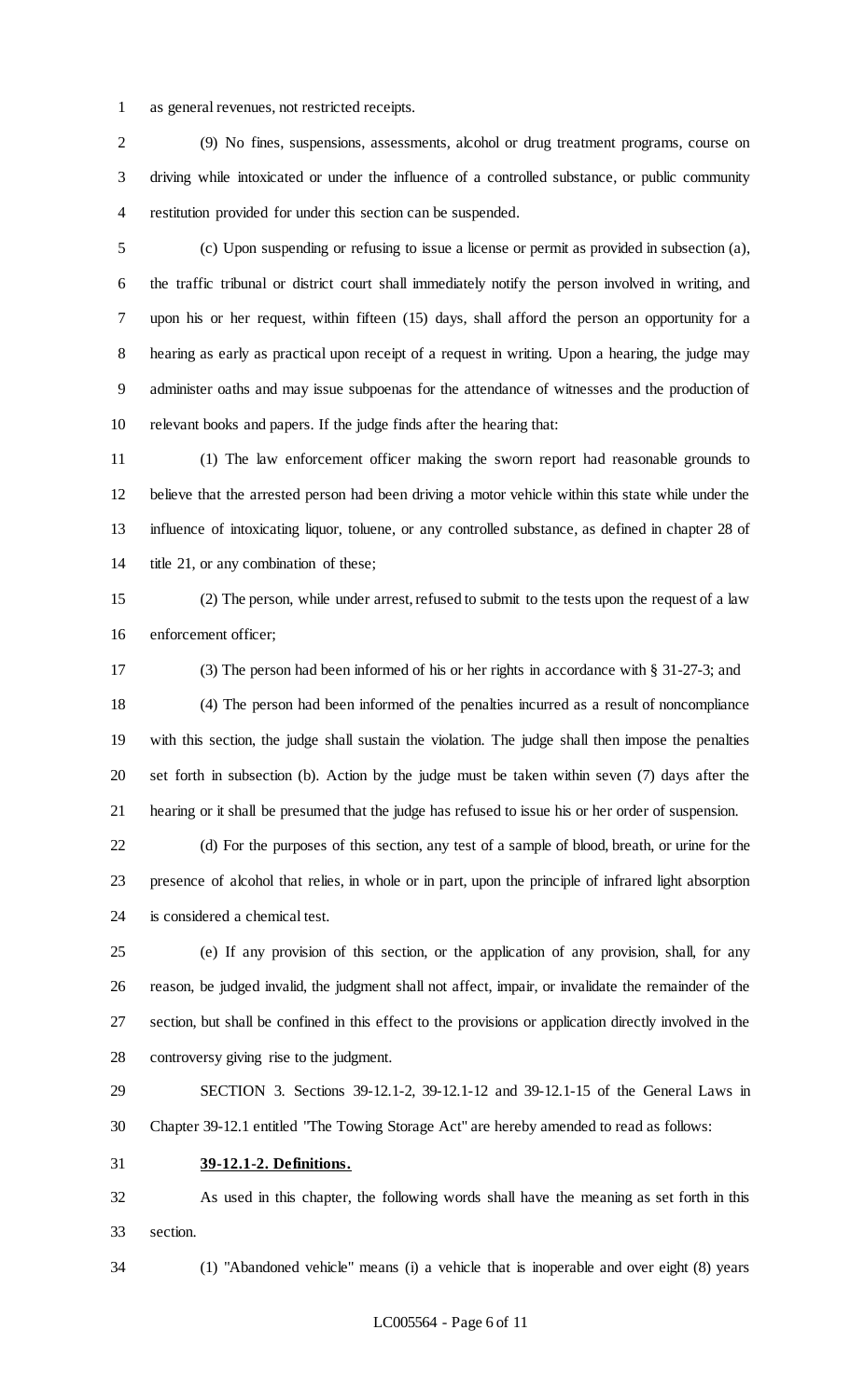as general revenues, not restricted receipts.

(9) No fines, suspensions, assessments, alcohol or drug treatment programs, course on driving while intoxicated or under the influence of a controlled substance, or public community restitution provided for under this section can be suspended.

(c) Upon suspending or refusing to issue a license or permit as provided in subsection (a), the traffic tribunal or district court shall immediately notify the person involved in writing, and upon his or her request, within fifteen (15) days, shall afford the person an opportunity for a hearing as early as practical upon receipt of a request in writing. Upon a hearing, the judge may administer oaths and may issue subpoenas for the attendance of witnesses and the production of relevant books and papers. If the judge finds after the hearing that:

(1) The law enforcement officer making the sworn report had reasonable grounds to believe that the arrested person had been driving a motor vehicle within this state while under the influence of intoxicating liquor, toluene, or any controlled substance, as defined in chapter 28 of title 21, or any combination of these;

(2) The person, while under arrest, refused to submit to the tests upon the request of a law enforcement officer;

(3) The person had been informed of his or her rights in accordance with § 31-27-3; and

(4) The person had been informed of the penalties incurred as a result of noncompliance with this section, the judge shall sustain the violation. The judge shall then impose the penalties set forth in subsection (b). Action by the judge must be taken within seven (7) days after the hearing or it shall be presumed that the judge has refused to issue his or her order of suspension.

(d) For the purposes of this section, any test of a sample of blood, breath, or urine for the presence of alcohol that relies, in whole or in part, upon the principle of infrared light absorption is considered a chemical test.

(e) If any provision of this section, or the application of any provision, shall, for any reason, be judged invalid, the judgment shall not affect, impair, or invalidate the remainder of the section, but shall be confined in this effect to the provisions or application directly involved in the controversy giving rise to the judgment.

SECTION 3. Sections 39-12.1-2, 39-12.1-12 and 39-12.1-15 of the General Laws in Chapter 39-12.1 entitled "The Towing Storage Act" are hereby amended to read as follows:

**39-12.1-2. Definitions.**

As used in this chapter, the following words shall have the meaning as set forth in this section.

(1) "Abandoned vehicle" means (i) a vehicle that is inoperable and over eight (8) years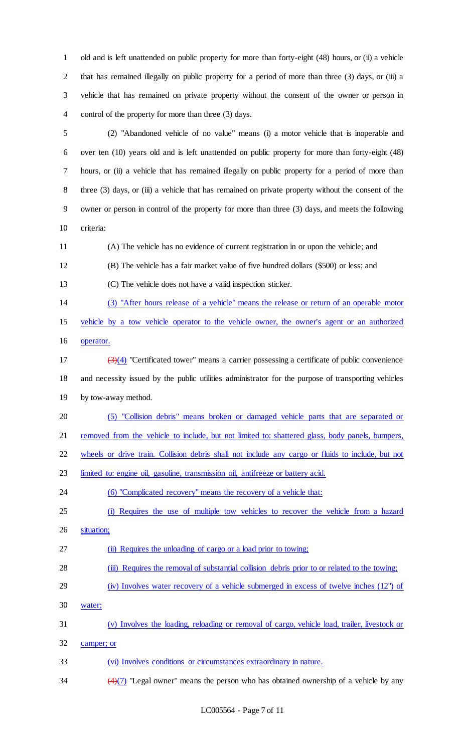old and is left unattended on public property for more than forty-eight (48) hours, or (ii) a vehicle that has remained illegally on public property for a period of more than three (3) days, or (iii) a vehicle that has remained on private property without the consent of the owner or person in control of the property for more than three (3) days.

(2) "Abandoned vehicle of no value" means (i) a motor vehicle that is inoperable and over ten (10) years old and is left unattended on public property for more than forty-eight (48) hours, or (ii) a vehicle that has remained illegally on public property for a period of more than three (3) days, or (iii) a vehicle that has remained on private property without the consent of the owner or person in control of the property for more than three (3) days, and meets the following criteria:

(A) The vehicle has no evidence of current registration in or upon the vehicle; and

(B) The vehicle has a fair market value of five hundred dollars ($500) or less; and

(C) The vehicle does not have a valid inspection sticker.

(3) "After hours release of a vehicle" means the release or return of an operable motor vehicle by a tow vehicle operator to the vehicle owner, the owner's agent or an authorized operator.

~~(3)~~(4) "Certificated tower" means a carrier possessing a certificate of public convenience and necessity issued by the public utilities administrator for the purpose of transporting vehicles by tow-away method.

(5) "Collision debris" means broken or damaged vehicle parts that are separated or removed from the vehicle to include, but not limited to: shattered glass, body panels, bumpers, wheels or drive train. Collision debris shall not include any cargo or fluids to include, but not limited to: engine oil, gasoline, transmission oil, antifreeze or battery acid.

(6) "Complicated recovery" means the recovery of a vehicle that:

(i) Requires the use of multiple tow vehicles to recover the vehicle from a hazard situation;

(ii) Requires the unloading of cargo or a load prior to towing;

(iii) Requires the removal of substantial collision debris prior to or related to the towing;

(iv) Involves water recovery of a vehicle submerged in excess of twelve inches (12") of water;

(v) Involves the loading, reloading or removal of cargo, vehicle load, trailer, livestock or camper; or

(vi) Involves conditions or circumstances extraordinary in nature.

~~(4)~~(7) "Legal owner" means the person who has obtained ownership of a vehicle by any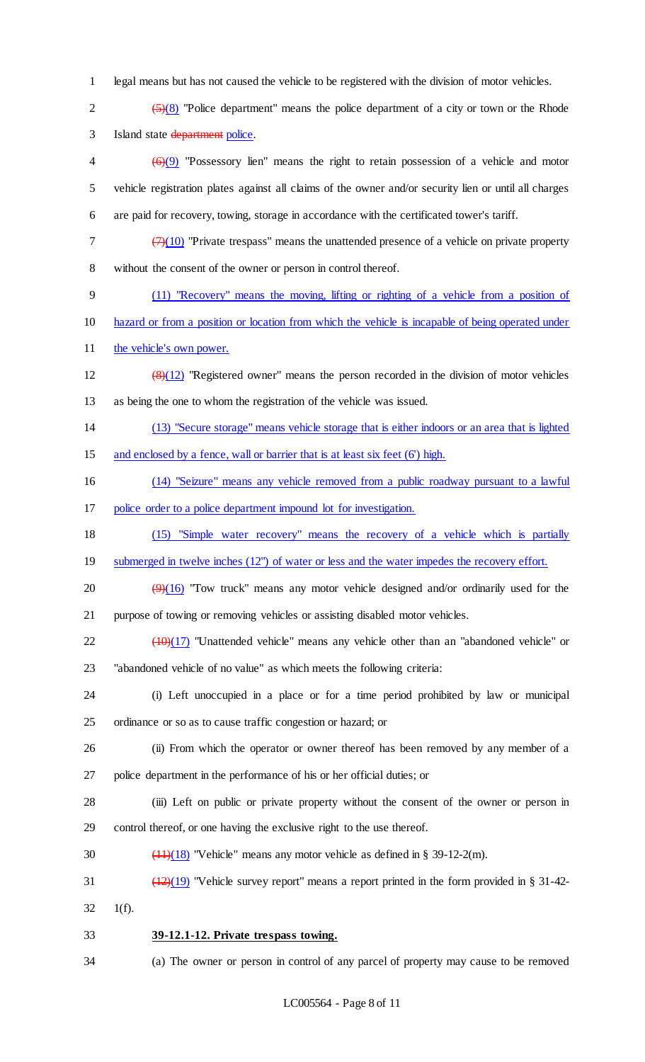legal means but has not caused the vehicle to be registered with the division of motor vehicles.

~~(5)~~(8) "Police department" means the police department of a city or town or the Rhode Island state ~~department~~ police.

~~(6)~~(9) "Possessory lien" means the right to retain possession of a vehicle and motor vehicle registration plates against all claims of the owner and/or security lien or until all charges are paid for recovery, towing, storage in accordance with the certificated tower's tariff.

~~(7)~~(10) "Private trespass" means the unattended presence of a vehicle on private property without the consent of the owner or person in control thereof.

(11) "Recovery" means the moving, lifting or righting of a vehicle from a position of hazard or from a position or location from which the vehicle is incapable of being operated under the vehicle's own power.

~~(8)~~(12) "Registered owner" means the person recorded in the division of motor vehicles as being the one to whom the registration of the vehicle was issued.

(13) "Secure storage" means vehicle storage that is either indoors or an area that is lighted and enclosed by a fence, wall or barrier that is at least six feet (6') high.

(14) "Seizure" means any vehicle removed from a public roadway pursuant to a lawful police order to a police department impound lot for investigation.

(15) "Simple water recovery" means the recovery of a vehicle which is partially submerged in twelve inches (12") of water or less and the water impedes the recovery effort.

~~(9)~~(16) "Tow truck" means any motor vehicle designed and/or ordinarily used for the purpose of towing or removing vehicles or assisting disabled motor vehicles.

~~(10)~~(17) "Unattended vehicle" means any vehicle other than an "abandoned vehicle" or "abandoned vehicle of no value" as which meets the following criteria:

(i) Left unoccupied in a place or for a time period prohibited by law or municipal ordinance or so as to cause traffic congestion or hazard; or

(ii) From which the operator or owner thereof has been removed by any member of a police department in the performance of his or her official duties; or

(iii) Left on public or private property without the consent of the owner or person in control thereof, or one having the exclusive right to the use thereof.

~~(11)~~(18) "Vehicle" means any motor vehicle as defined in § 39-12-2(m).

~~(12)~~(19) "Vehicle survey report" means a report printed in the form provided in § 31-42-1(f).

**39-12.1-12. Private trespass towing.**

(a) The owner or person in control of any parcel of property may cause to be removed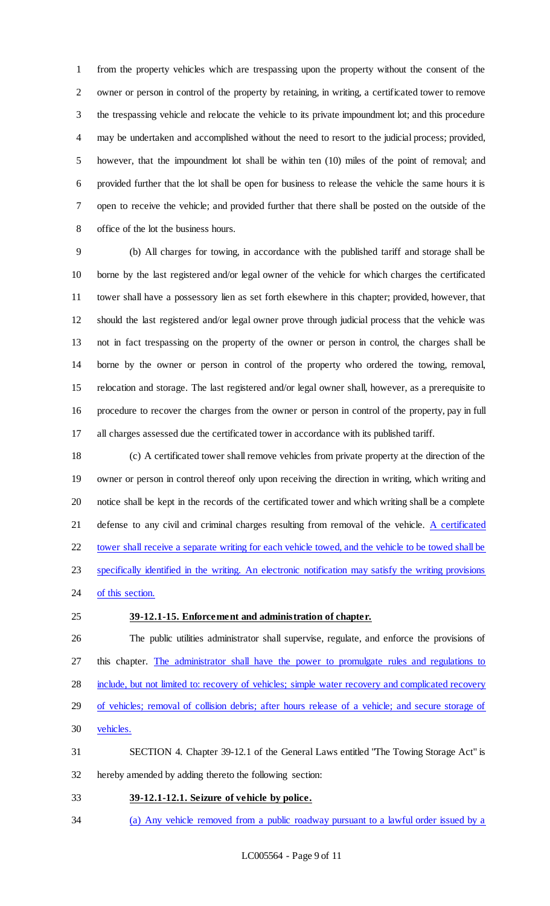from the property vehicles which are trespassing upon the property without the consent of the owner or person in control of the property by retaining, in writing, a certificated tower to remove the trespassing vehicle and relocate the vehicle to its private impoundment lot; and this procedure may be undertaken and accomplished without the need to resort to the judicial process; provided, however, that the impoundment lot shall be within ten (10) miles of the point of removal; and provided further that the lot shall be open for business to release the vehicle the same hours it is open to receive the vehicle; and provided further that there shall be posted on the outside of the office of the lot the business hours.

(b) All charges for towing, in accordance with the published tariff and storage shall be borne by the last registered and/or legal owner of the vehicle for which charges the certificated tower shall have a possessory lien as set forth elsewhere in this chapter; provided, however, that should the last registered and/or legal owner prove through judicial process that the vehicle was not in fact trespassing on the property of the owner or person in control, the charges shall be borne by the owner or person in control of the property who ordered the towing, removal, relocation and storage. The last registered and/or legal owner shall, however, as a prerequisite to procedure to recover the charges from the owner or person in control of the property, pay in full all charges assessed due the certificated tower in accordance with its published tariff.

(c) A certificated tower shall remove vehicles from private property at the direction of the owner or person in control thereof only upon receiving the direction in writing, which writing and notice shall be kept in the records of the certificated tower and which writing shall be a complete defense to any civil and criminal charges resulting from removal of the vehicle. <u>A certificated tower shall receive a separate writing for each vehicle towed, and the vehicle to be towed shall be specifically identified in the writing. An electronic notification may satisfy the writing provisions of this section.</u>

**39-12.1-15. Enforcement and administration of chapter.**

The public utilities administrator shall supervise, regulate, and enforce the provisions of this chapter. <u>The administrator shall have the power to promulgate rules and regulations to include, but not limited to: recovery of vehicles; simple water recovery and complicated recovery of vehicles; removal of collision debris; after hours release of a vehicle; and secure storage of vehicles.</u>

SECTION 4. Chapter 39-12.1 of the General Laws entitled "The Towing Storage Act" is hereby amended by adding thereto the following section:

<u>**39-12.1-12.1. Seizure of vehicle by police.**</u>

<u>(a) Any vehicle removed from a public roadway pursuant to a lawful order issued by a</u>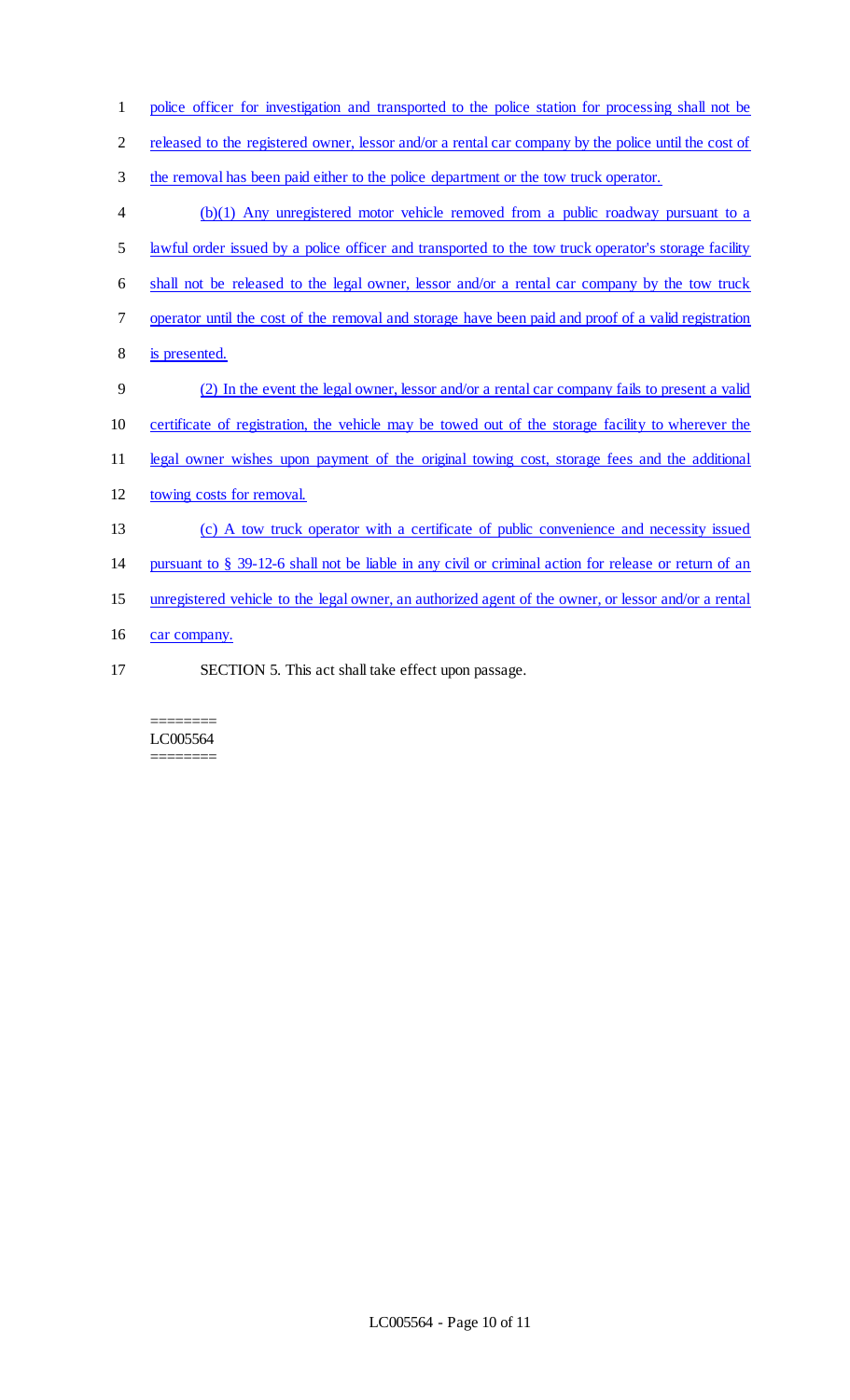police officer for investigation and transported to the police station for processing shall not be released to the registered owner, lessor and/or a rental car company by the police until the cost of the removal has been paid either to the police department or the tow truck operator.

(b)(1) Any unregistered motor vehicle removed from a public roadway pursuant to a lawful order issued by a police officer and transported to the tow truck operator's storage facility shall not be released to the legal owner, lessor and/or a rental car company by the tow truck operator until the cost of the removal and storage have been paid and proof of a valid registration is presented.

(2) In the event the legal owner, lessor and/or a rental car company fails to present a valid certificate of registration, the vehicle may be towed out of the storage facility to wherever the legal owner wishes upon payment of the original towing cost, storage fees and the additional towing costs for removal.

(c) A tow truck operator with a certificate of public convenience and necessity issued pursuant to § 39-12-6 shall not be liable in any civil or criminal action for release or return of an unregistered vehicle to the legal owner, an authorized agent of the owner, or lessor and/or a rental car company.

SECTION 5. This act shall take effect upon passage.

========
LC005564
========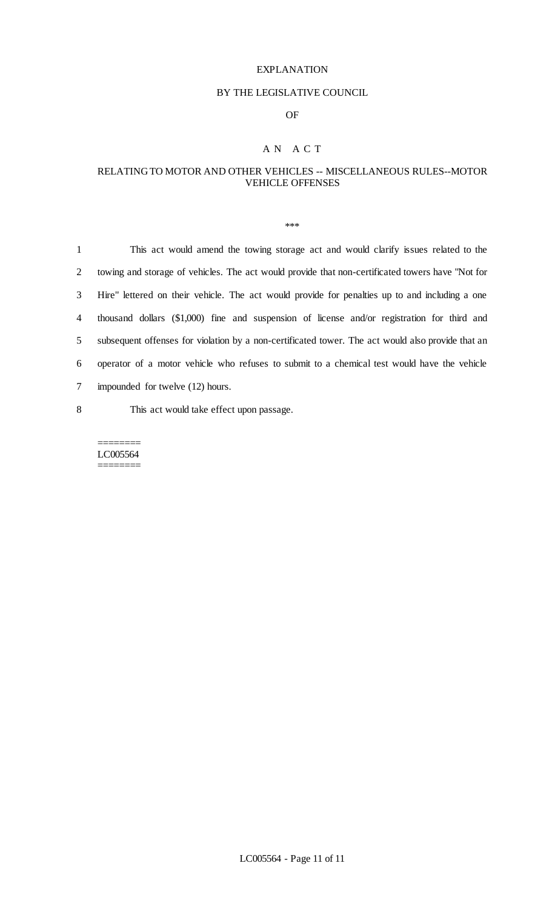EXPLANATION

BY THE LEGISLATIVE COUNCIL

OF

# A N   A C T

RELATING TO MOTOR AND OTHER VEHICLES -- MISCELLANEOUS RULES--MOTOR VEHICLE OFFENSES

\*\*\*

This act would amend the towing storage act and would clarify issues related to the towing and storage of vehicles. The act would provide that non-certificated towers have "Not for Hire" lettered on their vehicle. The act would provide for penalties up to and including a one thousand dollars ($1,000) fine and suspension of license and/or registration for third and subsequent offenses for violation by a non-certificated tower. The act would also provide that an operator of a motor vehicle who refuses to submit to a chemical test would have the vehicle impounded for twelve (12) hours.

This act would take effect upon passage.

========
LC005564
========